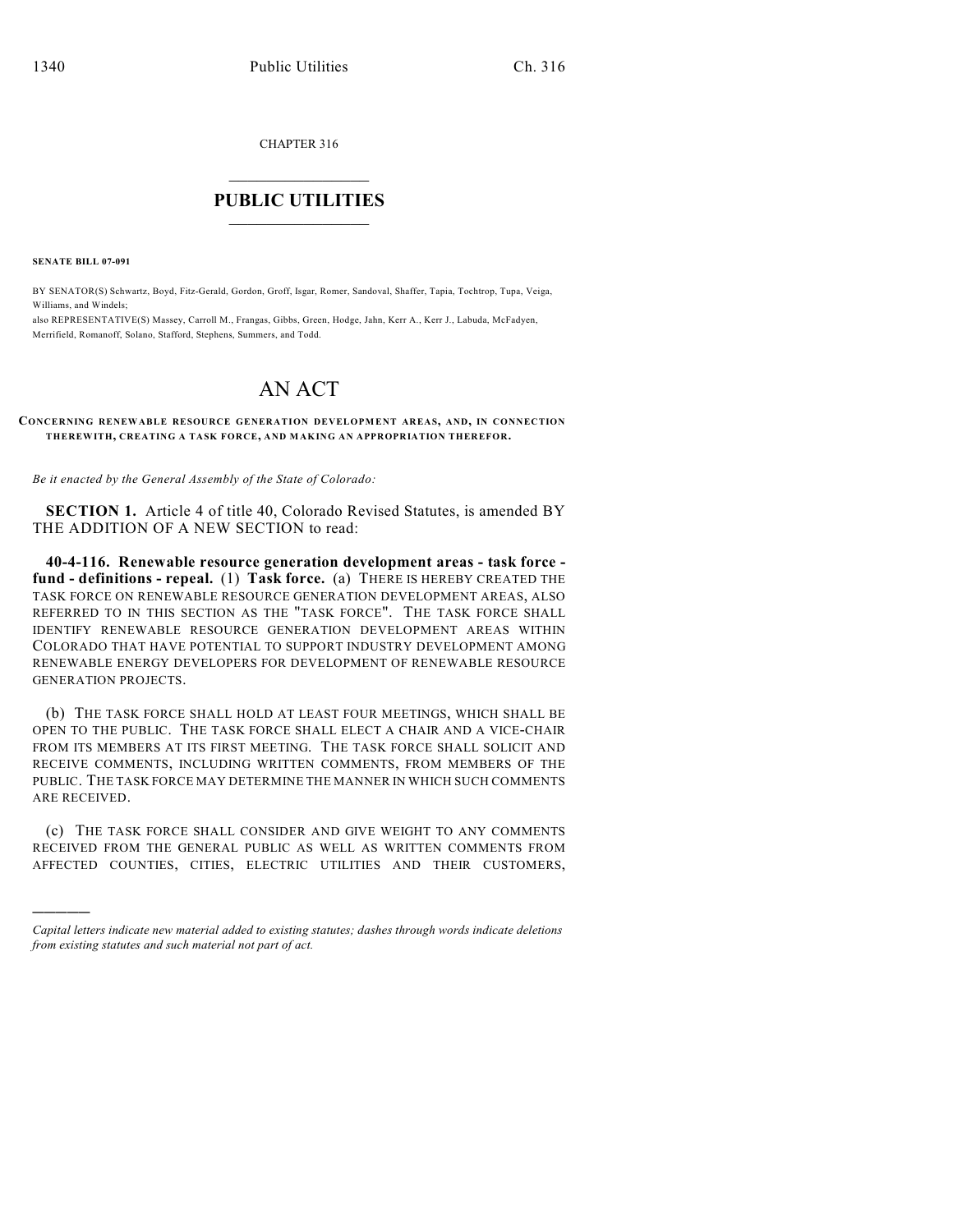CHAPTER 316

# PUBLIC UTILITIES

**SENATE BILL 07-091**

BY SENATOR(S) Schwartz, Boyd, Fitz-Gerald, Gordon, Groff, Isgar, Romer, Sandoval, Shaffer, Tapia, Tochtrop, Tupa, Veiga, Williams, and Windels;

also REPRESENTATIVE(S) Massey, Carroll M., Frangas, Gibbs, Green, Hodge, Jahn, Kerr A., Kerr J., Labuda, McFadyen, Merrifield, Romanoff, Solano, Stafford, Stephens, Summers, and Todd.

# AN ACT

**CONCERNING RENEWABLE RESOURCE GENERATION DEVELOPMENT AREAS, AND, IN CONNECTION THEREWITH, CREATING A TASK FORCE, AND MAKING AN APPROPRIATION THEREFOR.**

*Be it enacted by the General Assembly of the State of Colorado:*

**SECTION 1.** Article 4 of title 40, Colorado Revised Statutes, is amended BY THE ADDITION OF A NEW SECTION to read:

**40-4-116. Renewable resource generation development areas - task force - fund - definitions - repeal.** (1) **Task force.** (a) THERE IS HEREBY CREATED THE TASK FORCE ON RENEWABLE RESOURCE GENERATION DEVELOPMENT AREAS, ALSO REFERRED TO IN THIS SECTION AS THE "TASK FORCE". THE TASK FORCE SHALL IDENTIFY RENEWABLE RESOURCE GENERATION DEVELOPMENT AREAS WITHIN COLORADO THAT HAVE POTENTIAL TO SUPPORT INDUSTRY DEVELOPMENT AMONG RENEWABLE ENERGY DEVELOPERS FOR DEVELOPMENT OF RENEWABLE RESOURCE GENERATION PROJECTS.

(b) THE TASK FORCE SHALL HOLD AT LEAST FOUR MEETINGS, WHICH SHALL BE OPEN TO THE PUBLIC. THE TASK FORCE SHALL ELECT A CHAIR AND A VICE-CHAIR FROM ITS MEMBERS AT ITS FIRST MEETING. THE TASK FORCE SHALL SOLICIT AND RECEIVE COMMENTS, INCLUDING WRITTEN COMMENTS, FROM MEMBERS OF THE PUBLIC. THE TASK FORCE MAY DETERMINE THE MANNER IN WHICH SUCH COMMENTS ARE RECEIVED.

(c) THE TASK FORCE SHALL CONSIDER AND GIVE WEIGHT TO ANY COMMENTS RECEIVED FROM THE GENERAL PUBLIC AS WELL AS WRITTEN COMMENTS FROM AFFECTED COUNTIES, CITIES, ELECTRIC UTILITIES AND THEIR CUSTOMERS,

---

*Capital letters indicate new material added to existing statutes; dashes through words indicate deletions from existing statutes and such material not part of act.*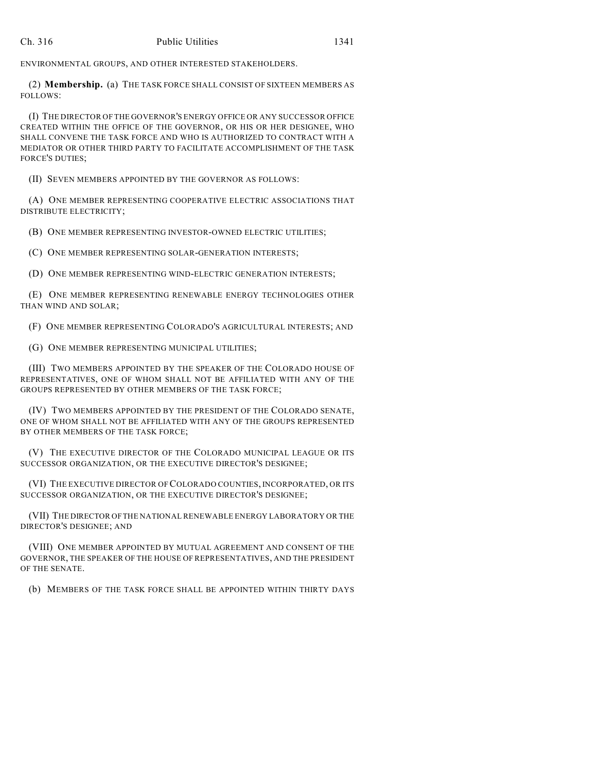ENVIRONMENTAL GROUPS, AND OTHER INTERESTED STAKEHOLDERS.

(2) **Membership.** (a) THE TASK FORCE SHALL CONSIST OF SIXTEEN MEMBERS AS FOLLOWS:

(I) THE DIRECTOR OF THE GOVERNOR'S ENERGY OFFICE OR ANY SUCCESSOR OFFICE CREATED WITHIN THE OFFICE OF THE GOVERNOR, OR HIS OR HER DESIGNEE, WHO SHALL CONVENE THE TASK FORCE AND WHO IS AUTHORIZED TO CONTRACT WITH A MEDIATOR OR OTHER THIRD PARTY TO FACILITATE ACCOMPLISHMENT OF THE TASK FORCE'S DUTIES;

(II) SEVEN MEMBERS APPOINTED BY THE GOVERNOR AS FOLLOWS:

(A) ONE MEMBER REPRESENTING COOPERATIVE ELECTRIC ASSOCIATIONS THAT DISTRIBUTE ELECTRICITY;

(B) ONE MEMBER REPRESENTING INVESTOR-OWNED ELECTRIC UTILITIES;

(C) ONE MEMBER REPRESENTING SOLAR-GENERATION INTERESTS;

(D) ONE MEMBER REPRESENTING WIND-ELECTRIC GENERATION INTERESTS;

(E) ONE MEMBER REPRESENTING RENEWABLE ENERGY TECHNOLOGIES OTHER THAN WIND AND SOLAR;

(F) ONE MEMBER REPRESENTING COLORADO'S AGRICULTURAL INTERESTS; AND

(G) ONE MEMBER REPRESENTING MUNICIPAL UTILITIES;

(III) TWO MEMBERS APPOINTED BY THE SPEAKER OF THE COLORADO HOUSE OF REPRESENTATIVES, ONE OF WHOM SHALL NOT BE AFFILIATED WITH ANY OF THE GROUPS REPRESENTED BY OTHER MEMBERS OF THE TASK FORCE;

(IV) TWO MEMBERS APPOINTED BY THE PRESIDENT OF THE COLORADO SENATE, ONE OF WHOM SHALL NOT BE AFFILIATED WITH ANY OF THE GROUPS REPRESENTED BY OTHER MEMBERS OF THE TASK FORCE;

(V) THE EXECUTIVE DIRECTOR OF THE COLORADO MUNICIPAL LEAGUE OR ITS SUCCESSOR ORGANIZATION, OR THE EXECUTIVE DIRECTOR'S DESIGNEE;

(VI) THE EXECUTIVE DIRECTOR OF COLORADO COUNTIES, INCORPORATED, OR ITS SUCCESSOR ORGANIZATION, OR THE EXECUTIVE DIRECTOR'S DESIGNEE;

(VII) THE DIRECTOR OF THE NATIONAL RENEWABLE ENERGY LABORATORY OR THE DIRECTOR'S DESIGNEE; AND

(VIII) ONE MEMBER APPOINTED BY MUTUAL AGREEMENT AND CONSENT OF THE GOVERNOR, THE SPEAKER OF THE HOUSE OF REPRESENTATIVES, AND THE PRESIDENT OF THE SENATE.

(b) MEMBERS OF THE TASK FORCE SHALL BE APPOINTED WITHIN THIRTY DAYS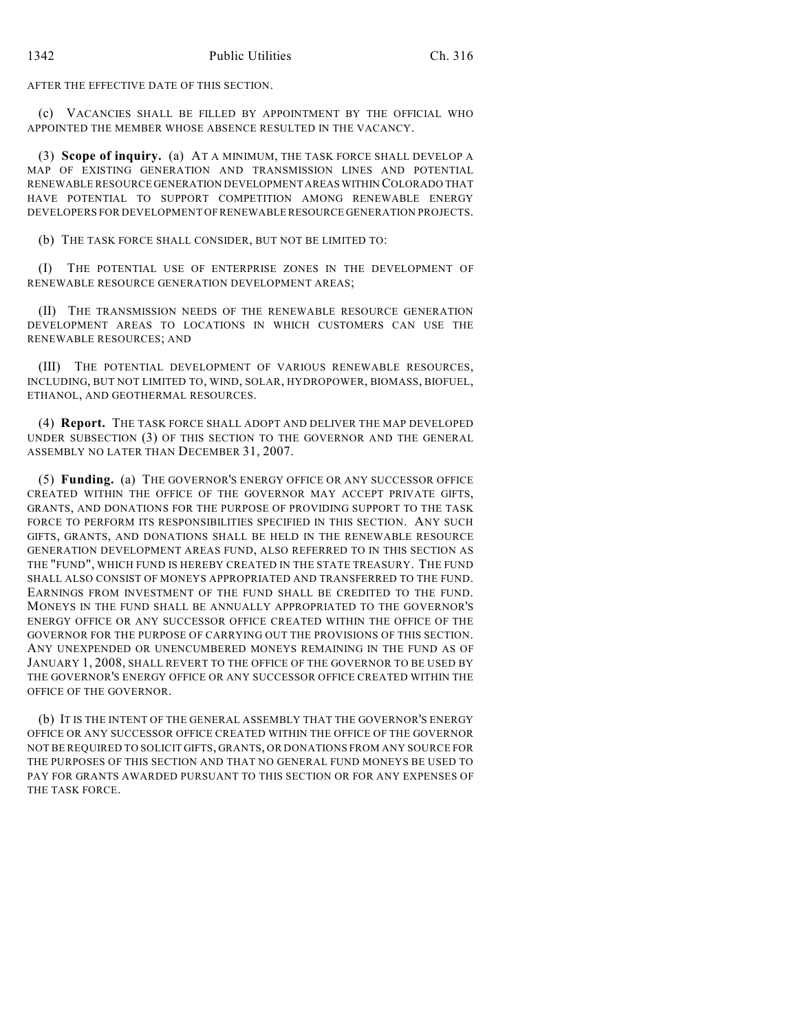AFTER THE EFFECTIVE DATE OF THIS SECTION.

(c) VACANCIES SHALL BE FILLED BY APPOINTMENT BY THE OFFICIAL WHO APPOINTED THE MEMBER WHOSE ABSENCE RESULTED IN THE VACANCY.

(3) **Scope of inquiry.** (a) AT A MINIMUM, THE TASK FORCE SHALL DEVELOP A MAP OF EXISTING GENERATION AND TRANSMISSION LINES AND POTENTIAL RENEWABLE RESOURCE GENERATION DEVELOPMENT AREAS WITHIN COLORADO THAT HAVE POTENTIAL TO SUPPORT COMPETITION AMONG RENEWABLE ENERGY DEVELOPERS FOR DEVELOPMENT OF RENEWABLE RESOURCE GENERATION PROJECTS.

(b) THE TASK FORCE SHALL CONSIDER, BUT NOT BE LIMITED TO:

(I) THE POTENTIAL USE OF ENTERPRISE ZONES IN THE DEVELOPMENT OF RENEWABLE RESOURCE GENERATION DEVELOPMENT AREAS;

(II) THE TRANSMISSION NEEDS OF THE RENEWABLE RESOURCE GENERATION DEVELOPMENT AREAS TO LOCATIONS IN WHICH CUSTOMERS CAN USE THE RENEWABLE RESOURCES; AND

(III) THE POTENTIAL DEVELOPMENT OF VARIOUS RENEWABLE RESOURCES, INCLUDING, BUT NOT LIMITED TO, WIND, SOLAR, HYDROPOWER, BIOMASS, BIOFUEL, ETHANOL, AND GEOTHERMAL RESOURCES.

(4) **Report.** THE TASK FORCE SHALL ADOPT AND DELIVER THE MAP DEVELOPED UNDER SUBSECTION (3) OF THIS SECTION TO THE GOVERNOR AND THE GENERAL ASSEMBLY NO LATER THAN DECEMBER 31, 2007.

(5) **Funding.** (a) THE GOVERNOR'S ENERGY OFFICE OR ANY SUCCESSOR OFFICE CREATED WITHIN THE OFFICE OF THE GOVERNOR MAY ACCEPT PRIVATE GIFTS, GRANTS, AND DONATIONS FOR THE PURPOSE OF PROVIDING SUPPORT TO THE TASK FORCE TO PERFORM ITS RESPONSIBILITIES SPECIFIED IN THIS SECTION. ANY SUCH GIFTS, GRANTS, AND DONATIONS SHALL BE HELD IN THE RENEWABLE RESOURCE GENERATION DEVELOPMENT AREAS FUND, ALSO REFERRED TO IN THIS SECTION AS THE "FUND", WHICH FUND IS HEREBY CREATED IN THE STATE TREASURY. THE FUND SHALL ALSO CONSIST OF MONEYS APPROPRIATED AND TRANSFERRED TO THE FUND. EARNINGS FROM INVESTMENT OF THE FUND SHALL BE CREDITED TO THE FUND. MONEYS IN THE FUND SHALL BE ANNUALLY APPROPRIATED TO THE GOVERNOR'S ENERGY OFFICE OR ANY SUCCESSOR OFFICE CREATED WITHIN THE OFFICE OF THE GOVERNOR FOR THE PURPOSE OF CARRYING OUT THE PROVISIONS OF THIS SECTION. ANY UNEXPENDED OR UNENCUMBERED MONEYS REMAINING IN THE FUND AS OF JANUARY 1, 2008, SHALL REVERT TO THE OFFICE OF THE GOVERNOR TO BE USED BY THE GOVERNOR'S ENERGY OFFICE OR ANY SUCCESSOR OFFICE CREATED WITHIN THE OFFICE OF THE GOVERNOR.

(b) IT IS THE INTENT OF THE GENERAL ASSEMBLY THAT THE GOVERNOR'S ENERGY OFFICE OR ANY SUCCESSOR OFFICE CREATED WITHIN THE OFFICE OF THE GOVERNOR NOT BE REQUIRED TO SOLICIT GIFTS, GRANTS, OR DONATIONS FROM ANY SOURCE FOR THE PURPOSES OF THIS SECTION AND THAT NO GENERAL FUND MONEYS BE USED TO PAY FOR GRANTS AWARDED PURSUANT TO THIS SECTION OR FOR ANY EXPENSES OF THE TASK FORCE.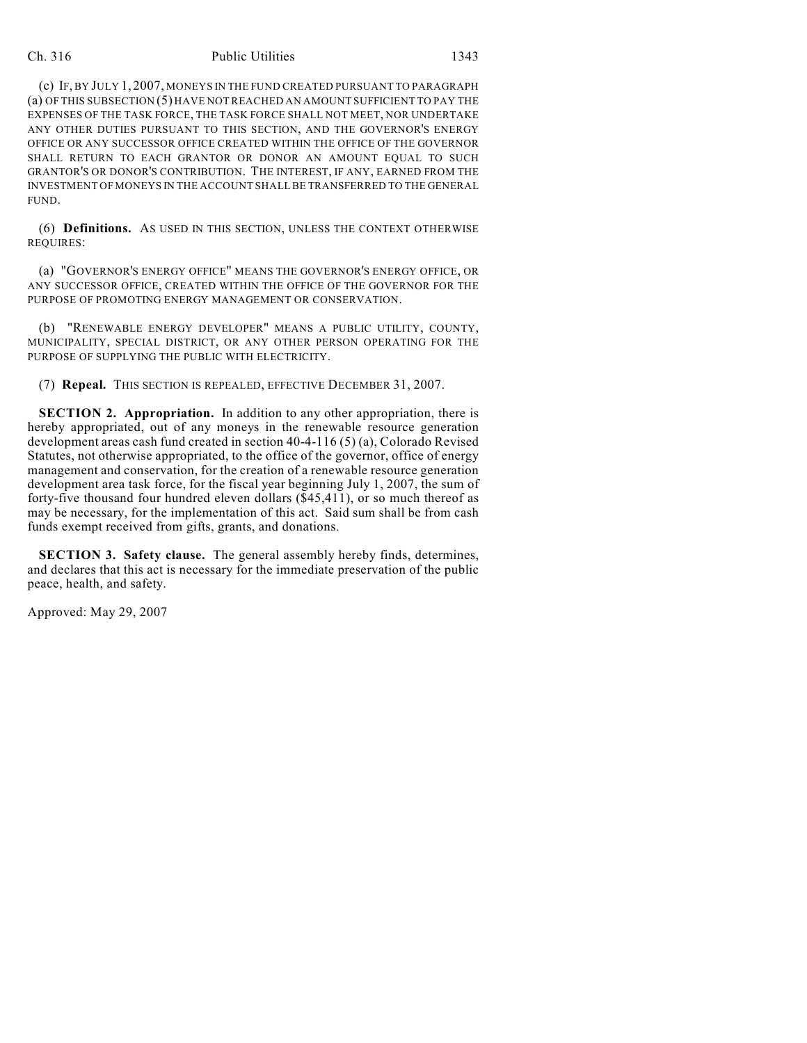(c) IF, BY JULY 1, 2007, MONEYS IN THE FUND CREATED PURSUANT TO PARAGRAPH (a) OF THIS SUBSECTION (5) HAVE NOT REACHED AN AMOUNT SUFFICIENT TO PAY THE EXPENSES OF THE TASK FORCE, THE TASK FORCE SHALL NOT MEET, NOR UNDERTAKE ANY OTHER DUTIES PURSUANT TO THIS SECTION, AND THE GOVERNOR'S ENERGY OFFICE OR ANY SUCCESSOR OFFICE CREATED WITHIN THE OFFICE OF THE GOVERNOR SHALL RETURN TO EACH GRANTOR OR DONOR AN AMOUNT EQUAL TO SUCH GRANTOR'S OR DONOR'S CONTRIBUTION. THE INTEREST, IF ANY, EARNED FROM THE INVESTMENT OF MONEYS IN THE ACCOUNT SHALL BE TRANSFERRED TO THE GENERAL FUND.

(6) **Definitions.** AS USED IN THIS SECTION, UNLESS THE CONTEXT OTHERWISE REQUIRES:

(a) "GOVERNOR'S ENERGY OFFICE" MEANS THE GOVERNOR'S ENERGY OFFICE, OR ANY SUCCESSOR OFFICE, CREATED WITHIN THE OFFICE OF THE GOVERNOR FOR THE PURPOSE OF PROMOTING ENERGY MANAGEMENT OR CONSERVATION.

(b) "RENEWABLE ENERGY DEVELOPER" MEANS A PUBLIC UTILITY, COUNTY, MUNICIPALITY, SPECIAL DISTRICT, OR ANY OTHER PERSON OPERATING FOR THE PURPOSE OF SUPPLYING THE PUBLIC WITH ELECTRICITY.

(7) **Repeal.** THIS SECTION IS REPEALED, EFFECTIVE DECEMBER 31, 2007.

**SECTION 2. Appropriation.** In addition to any other appropriation, there is hereby appropriated, out of any moneys in the renewable resource generation development areas cash fund created in section 40-4-116 (5) (a), Colorado Revised Statutes, not otherwise appropriated, to the office of the governor, office of energy management and conservation, for the creation of a renewable resource generation development area task force, for the fiscal year beginning July 1, 2007, the sum of forty-five thousand four hundred eleven dollars ($45,411), or so much thereof as may be necessary, for the implementation of this act. Said sum shall be from cash funds exempt received from gifts, grants, and donations.

**SECTION 3. Safety clause.** The general assembly hereby finds, determines, and declares that this act is necessary for the immediate preservation of the public peace, health, and safety.

Approved: May 29, 2007